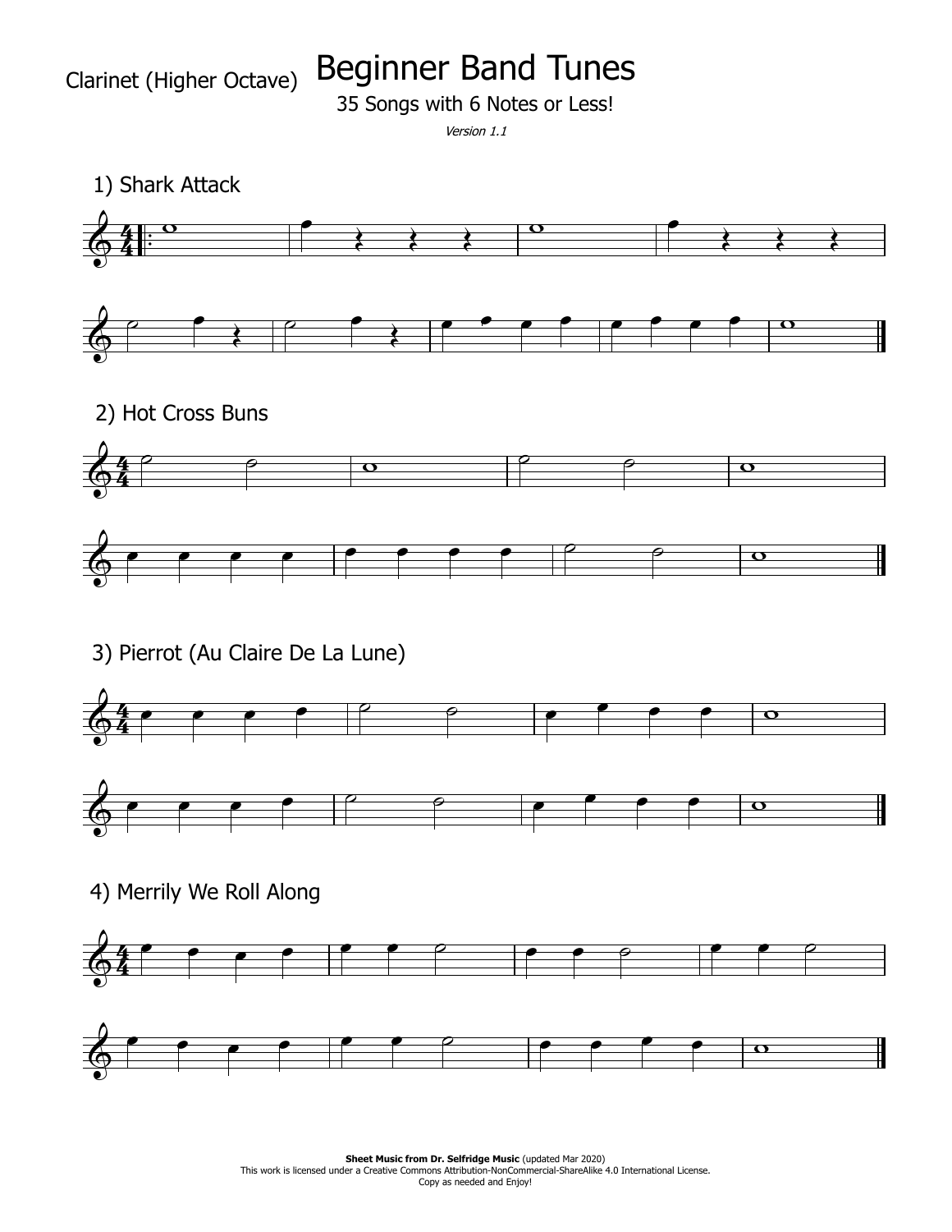Clarinet (Higher Octave)

# Beginner Band Tunes

35 Songs with 6 Notes or Less!

*Version 1.1*

## 1) Shark Attack

## 2) Hot Cross Buns

## 3) Pierrot (Au Claire De La Lune)

## 4) Merrily We Roll Along

**Sheet Music from Dr. Selfridge Music** (updated Mar 2020)
This work is licensed under a Creative Commons Attribution-NonCommercial-ShareAlike 4.0 International License.
Copy as needed and Enjoy!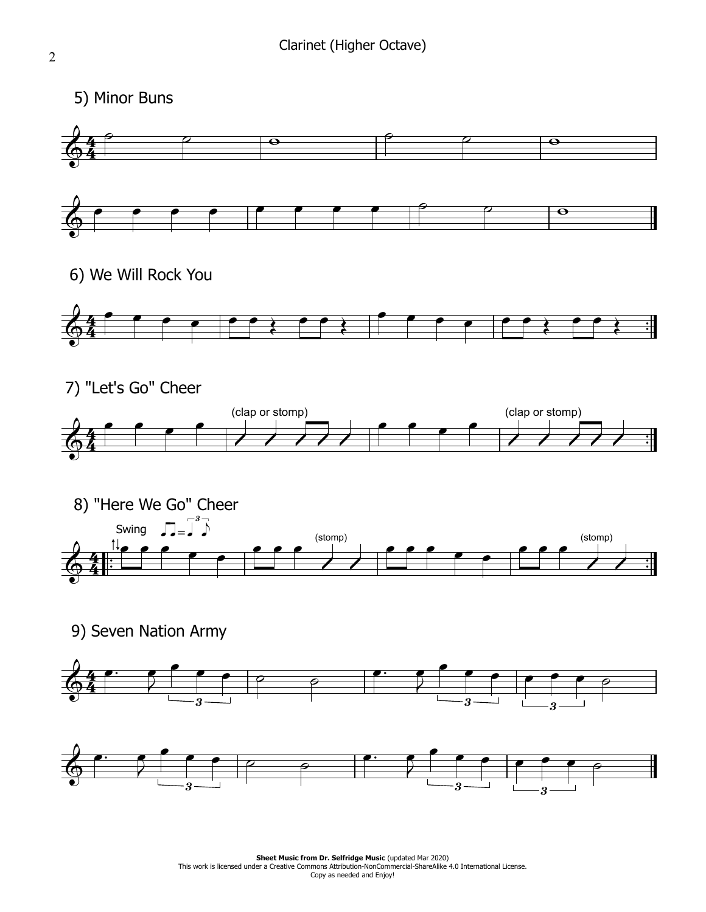## 5) Minor Buns

## 6) We Will Rock You

## 7) "Let's Go" Cheer

(clap or stomp)

(clap or stomp)

## 8) "Here We Go" Cheer

Swing

(stomp)

(stomp)

## 9) Seven Nation Army

**Sheet Music from Dr. Selfridge Music** (updated Mar 2020)
This work is licensed under a Creative Commons Attribution-NonCommercial-ShareAlike 4.0 International License.
Copy as needed and Enjoy!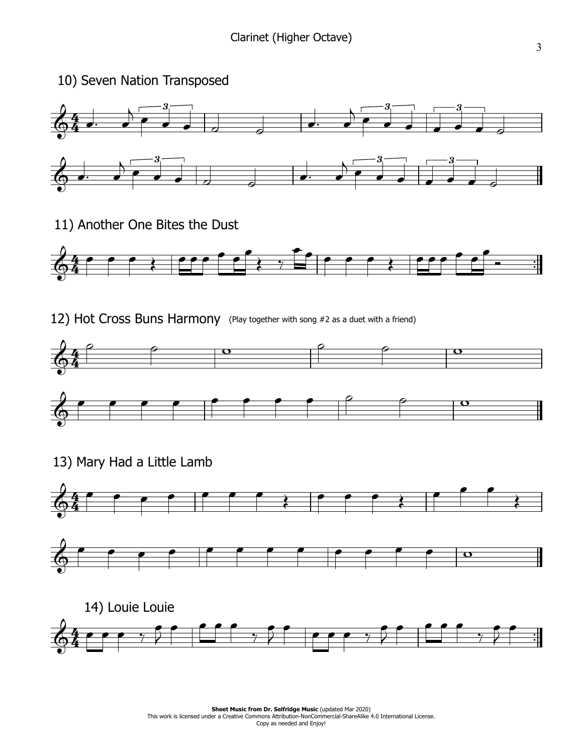## 10) Seven Nation Transposed

## 11) Another One Bites the Dust

## 12) Hot Cross Buns Harmony (Play together with song #2 as a duet with a friend)

## 13) Mary Had a Little Lamb

## 14) Louie Louie

**Sheet Music from Dr. Selfridge Music** (updated Mar 2020)
This work is licensed under a Creative Commons Attribution-NonCommercial-ShareAlike 4.0 International License.
Copy as needed and Enjoy!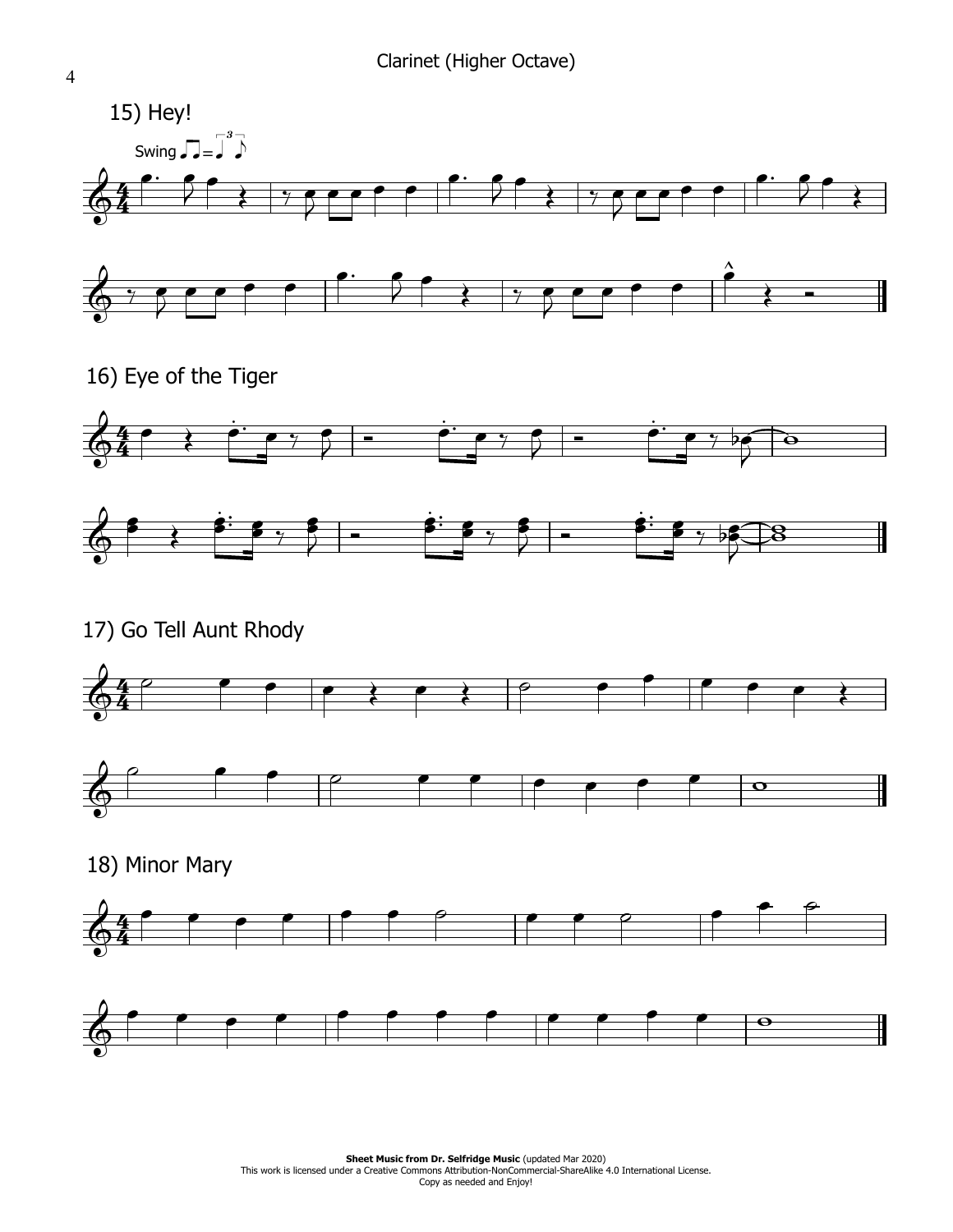Clarinet (Higher Octave)

## 15) Hey!

Swing

## 16) Eye of the Tiger

## 17) Go Tell Aunt Rhody

## 18) Minor Mary

**Sheet Music from Dr. Selfridge Music** (updated Mar 2020)
This work is licensed under a Creative Commons Attribution-NonCommercial-ShareAlike 4.0 International License.
Copy as needed and Enjoy!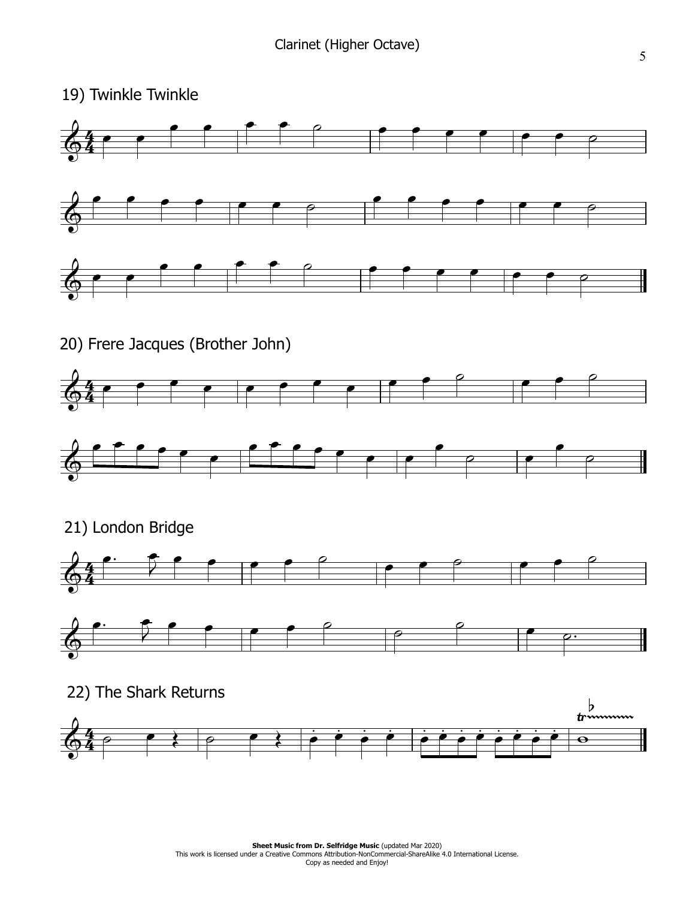## 19) Twinkle Twinkle

## 20) Frere Jacques (Brother John)

## 21) London Bridge

## 22) The Shark Returns

**Sheet Music from Dr. Selfridge Music** (updated Mar 2020)
This work is licensed under a Creative Commons Attribution-NonCommercial-ShareAlike 4.0 International License.
Copy as needed and Enjoy!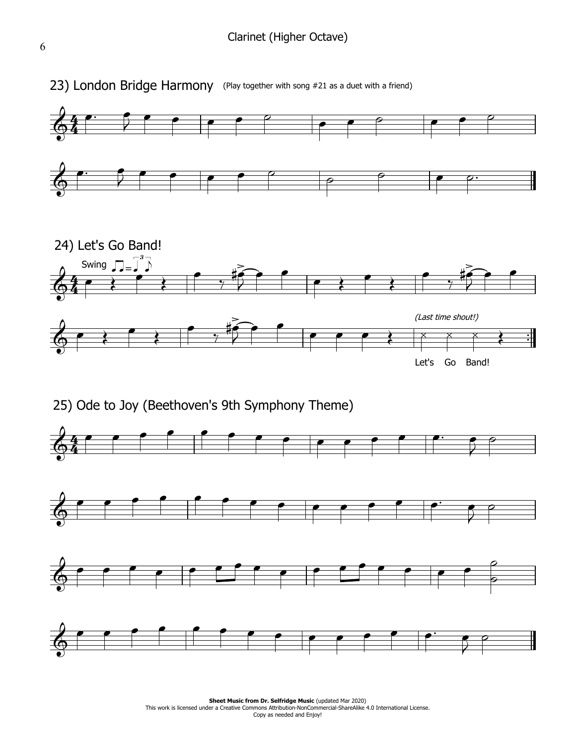## 23) London Bridge Harmony

(Play together with song #21 as a duet with a friend)

## 24) Let's Go Band!

Swing

*(Last time shout!)*

Let's Go Band!

## 25) Ode to Joy (Beethoven's 9th Symphony Theme)

**Sheet Music from Dr. Selfridge Music** (updated Mar 2020)
This work is licensed under a Creative Commons Attribution-NonCommercial-ShareAlike 4.0 International License.
Copy as needed and Enjoy!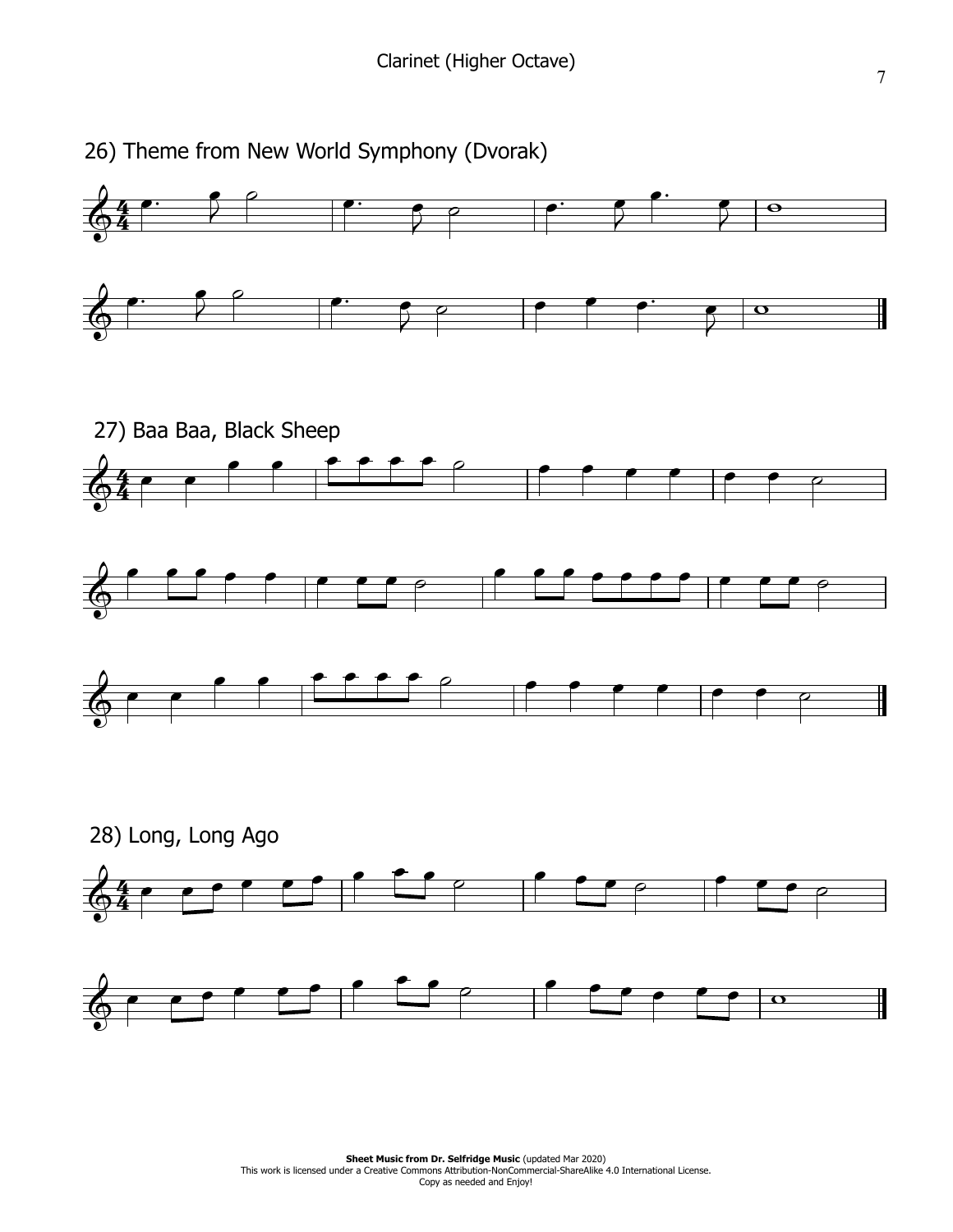# Clarinet (Higher Octave)

## 26) Theme from New World Symphony (Dvorak)

## 27) Baa Baa, Black Sheep

## 28) Long, Long Ago

**Sheet Music from Dr. Selfridge Music** (updated Mar 2020)
This work is licensed under a Creative Commons Attribution-NonCommercial-ShareAlike 4.0 International License.
Copy as needed and Enjoy!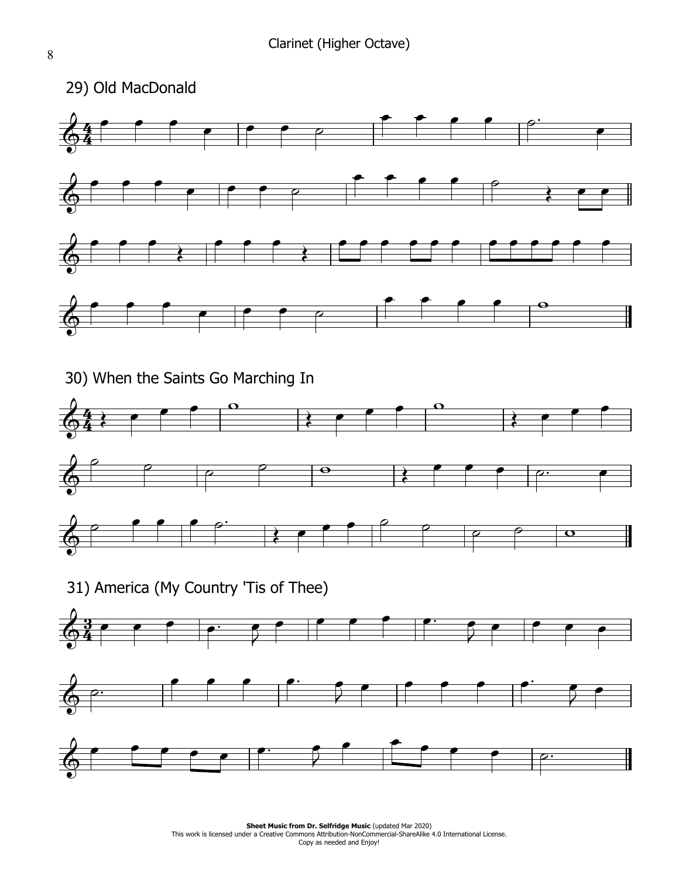Clarinet (Higher Octave)

## 29) Old MacDonald

## 30) When the Saints Go Marching In

## 31) America (My Country 'Tis of Thee)

**Sheet Music from Dr. Selfridge Music** (updated Mar 2020)
This work is licensed under a Creative Commons Attribution-NonCommercial-ShareAlike 4.0 International License.
Copy as needed and Enjoy!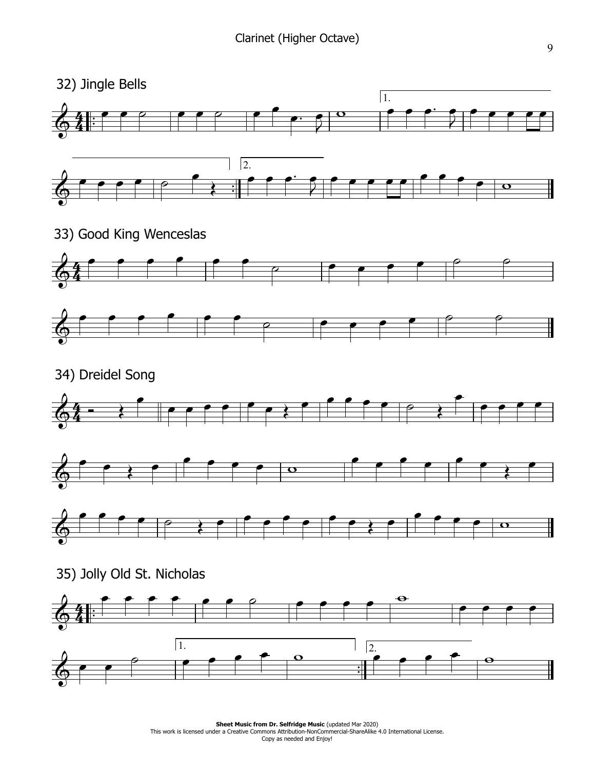Clarinet (Higher Octave)

## 32) Jingle Bells

## 33) Good King Wenceslas

## 34) Dreidel Song

## 35) Jolly Old St. Nicholas

**Sheet Music from Dr. Selfridge Music** (updated Mar 2020)
This work is licensed under a Creative Commons Attribution-NonCommercial-ShareAlike 4.0 International License.
Copy as needed and Enjoy!